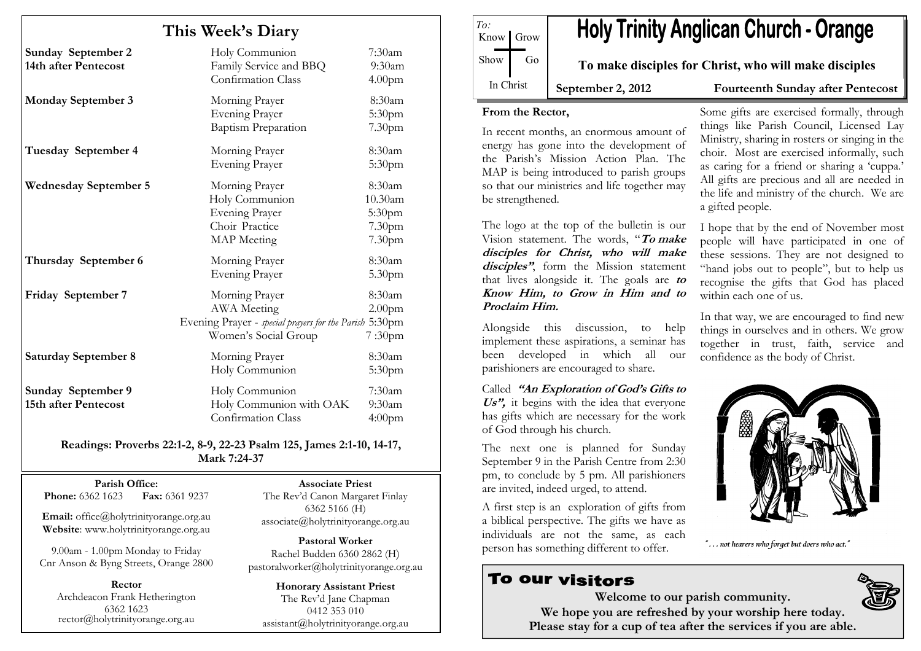# Holy Trinity Anglican Church - Orange

To: Know | Grow
Show | Go
In Christ

**To make disciples for Christ, who will make disciples**

**September 2, 2012** — **Fourteenth Sunday after Pentecost**

## This Week's Diary

| Day | Event | Time |
|---|---|---|
| **Sunday September 2** **14th after Pentecost** | Holy Communion | 7:30am |
| | Family Service and BBQ | 9:30am |
| | Confirmation Class | 4.00pm |
| **Monday September 3** | Morning Prayer | 8:30am |
| | Evening Prayer | 5:30pm |
| | Baptism Preparation | 7.30pm |
| **Tuesday September 4** | Morning Prayer | 8:30am |
| | Evening Prayer | 5:30pm |
| **Wednesday September 5** | Morning Prayer | 8:30am |
| | Holy Communion | 10.30am |
| | Evening Prayer | 5:30pm |
| | Choir Practice | 7.30pm |
| | MAP Meeting | 7.30pm |
| **Thursday September 6** | Morning Prayer | 8:30am |
| | Evening Prayer | 5.30pm |
| **Friday September 7** | Morning Prayer | 8:30am |
| | AWA Meeting | 2.00pm |
| | Evening Prayer - *special prayers for the Parish* | 5:30pm |
| | Women's Social Group | 7 :30pm |
| **Saturday September 8** | Morning Prayer | 8:30am |
| | Holy Communion | 5:30pm |
| **Sunday September 9** **15th after Pentecost** | Holy Communion | 7:30am |
| | Holy Communion with OAK | 9:30am |
| | Confirmation Class | 4:00pm |

**Readings: Proverbs 22:1-2, 8-9, 22-23 Psalm 125, James 2:1-10, 14-17, Mark 7:24-37**

**Parish Office:**
**Phone:** 6362 1623 **Fax:** 6361 9237
**Email:** office@holytrinityorange.org.au
**Website**: www.holytrinityorange.org.au

9.00am - 1.00pm Monday to Friday
Cnr Anson & Byng Streets, Orange 2800

**Rector**
Archdeacon Frank Hetherington
6362 1623
rector@holytrinityorange.org.au

**Associate Priest**
The Rev'd Canon Margaret Finlay
6362 5166 (H)
associate@holytrinityorange.org.au

**Pastoral Worker**
Rachel Budden 6360 2862 (H)
pastoralworker@holytrinityorange.org.au

**Honorary Assistant Priest**
The Rev'd Jane Chapman
0412 353 010
assistant@holytrinityorange.org.au

### From the Rector,

In recent months, an enormous amount of energy has gone into the development of the Parish's Mission Action Plan. The MAP is being introduced to parish groups so that our ministries and life together may be strengthened.

The logo at the top of the bulletin is our Vision statement. The words, "***To make disciples for Christ, who will make disciples"***, form the Mission statement that lives alongside it. The goals are ***to Know Him, to Grow in Him and to Proclaim Him.***

Alongside this discussion, to help implement these aspirations, a seminar has been developed in which all our parishioners are encouraged to share.

Called ***"An Exploration of God's Gifts to Us",*** it begins with the idea that everyone has gifts which are necessary for the work of God through his church.

The next one is planned for Sunday September 9 in the Parish Centre from 2:30 pm, to conclude by 5 pm. All parishioners are invited, indeed urged, to attend.

A first step is an exploration of gifts from a biblical perspective. The gifts we have as individuals are not the same, as each person has something different to offer.

Some gifts are exercised formally, through things like Parish Council, Licensed Lay Ministry, sharing in rosters or singing in the choir. Most are exercised informally, such as caring for a friend or sharing a 'cuppa.' All gifts are precious and all are needed in the life and ministry of the church. We are a gifted people.

I hope that by the end of November most people will have participated in one of these sessions. They are not designed to "hand jobs out to people", but to help us recognise the gifts that God has placed within each one of us.

In that way, we are encouraged to find new things in ourselves and in others. We grow together in trust, faith, service and confidence as the body of Christ.

*". . . not hearers who forget but doers who act."*

## To our visitors

**Welcome to our parish community.**
**We hope you are refreshed by your worship here today.**
**Please stay for a cup of tea after the services if you are able.**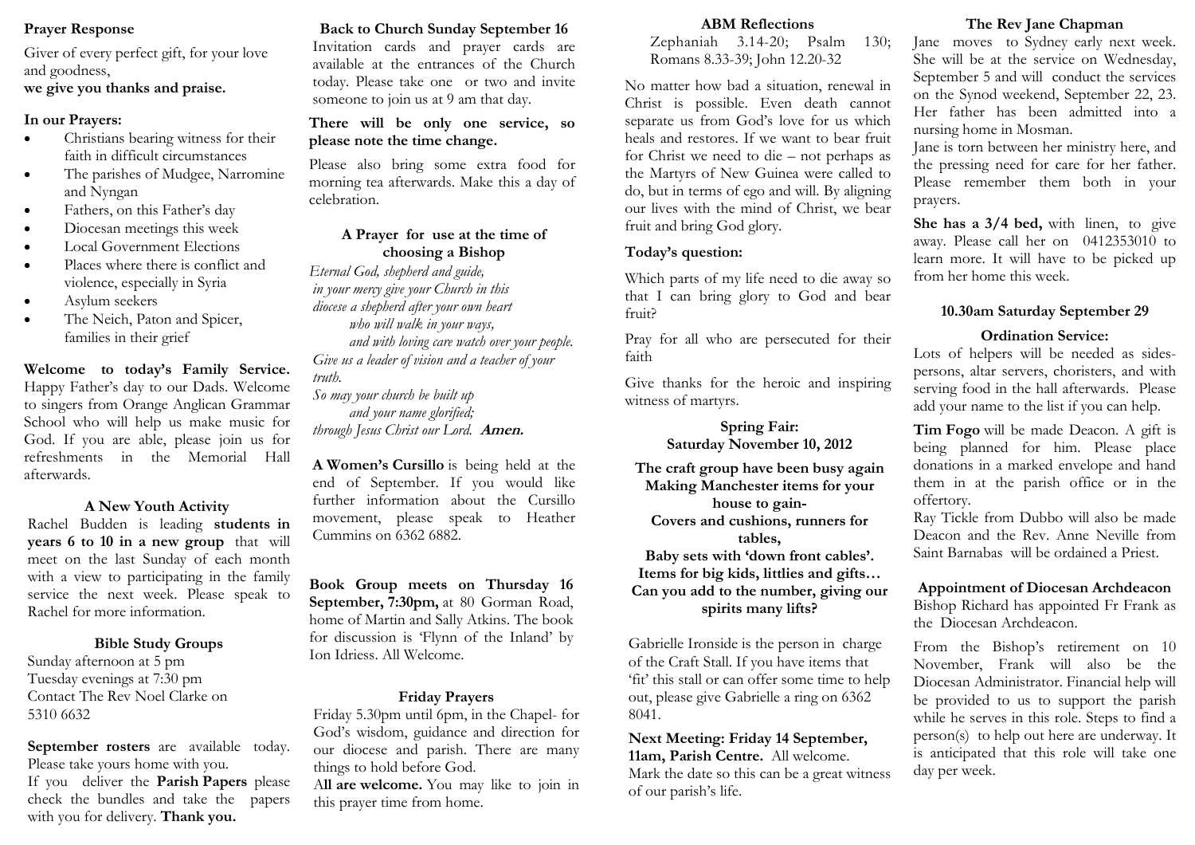**Prayer Response**

Giver of every perfect gift, for your love and goodness,
**we give you thanks and praise.**

**In our Prayers:**

- Christians bearing witness for their faith in difficult circumstances
- The parishes of Mudgee, Narromine and Nyngan
- Fathers, on this Father's day
- Diocesan meetings this week
- Local Government Elections
- Places where there is conflict and violence, especially in Syria
- Asylum seekers
- The Neich, Paton and Spicer, families in their grief

**Welcome to today's Family Service.** Happy Father's day to our Dads. Welcome to singers from Orange Anglican Grammar School who will help us make music for God. If you are able, please join us for refreshments in the Memorial Hall afterwards.

**A New Youth Activity**

Rachel Budden is leading **students in years 6 to 10 in a new group** that will meet on the last Sunday of each month with a view to participating in the family service the next week. Please speak to Rachel for more information.

**Bible Study Groups**

Sunday afternoon at 5 pm
Tuesday evenings at 7:30 pm
Contact The Rev Noel Clarke on 5310 6632

**September rosters** are available today. Please take yours home with you.
If you deliver the **Parish Papers** please check the bundles and take the papers with you for delivery. **Thank you.**

**Back to Church Sunday September 16**

Invitation cards and prayer cards are available at the entrances of the Church today. Please take one or two and invite someone to join us at 9 am that day.

**There will be only one service, so please note the time change.**

Please also bring some extra food for morning tea afterwards. Make this a day of celebration.

**A Prayer for use at the time of choosing a Bishop**

*Eternal God, shepherd and guide,*
*in your mercy give your Church in this diocese a shepherd after your own heart*
*who will walk in your ways,*
*and with loving care watch over your people.*
*Give us a leader of vision and a teacher of your truth.*
*So may your church be built up*
*and your name glorified;*
*through Jesus Christ our Lord.* ***Amen.***

**A Women's Cursillo** is being held at the end of September. If you would like further information about the Cursillo movement, please speak to Heather Cummins on 6362 6882.

**Book Group meets on Thursday 16 September, 7:30pm,** at 80 Gorman Road, home of Martin and Sally Atkins. The book for discussion is 'Flynn of the Inland' by Ion Idriess. All Welcome.

**Friday Prayers**

Friday 5.30pm until 6pm, in the Chapel- for God's wisdom, guidance and direction for our diocese and parish. There are many things to hold before God.
A**ll are welcome.** You may like to join in this prayer time from home.

**ABM Reflections**

Zephaniah 3.14-20; Psalm 130; Romans 8.33-39; John 12.20-32

No matter how bad a situation, renewal in Christ is possible. Even death cannot separate us from God's love for us which heals and restores. If we want to bear fruit for Christ we need to die – not perhaps as the Martyrs of New Guinea were called to do, but in terms of ego and will. By aligning our lives with the mind of Christ, we bear fruit and bring God glory.

**Today's question:**

Which parts of my life need to die away so that I can bring glory to God and bear fruit?

Pray for all who are persecuted for their faith

Give thanks for the heroic and inspiring witness of martyrs.

**Spring Fair:**
**Saturday November 10, 2012**

**The craft group have been busy again**
**Making Manchester items for your house to gain-**
**Covers and cushions, runners for tables,**
**Baby sets with 'down front cables'.**
**Items for big kids, littlies and gifts…**
**Can you add to the number, giving our spirits many lifts?**

Gabrielle Ironside is the person in charge of the Craft Stall. If you have items that 'fit' this stall or can offer some time to help out, please give Gabrielle a ring on 6362 8041.

**Next Meeting: Friday 14 September, 11am, Parish Centre.** All welcome.
Mark the date so this can be a great witness of our parish's life.

**The Rev Jane Chapman**

Jane moves to Sydney early next week. She will be at the service on Wednesday, September 5 and will conduct the services on the Synod weekend, September 22, 23. Her father has been admitted into a nursing home in Mosman.
Jane is torn between her ministry here, and the pressing need for care for her father. Please remember them both in your prayers.

**She has a 3/4 bed,** with linen, to give away. Please call her on 0412353010 to learn more. It will have to be picked up from her home this week.

**10.30am Saturday September 29**

**Ordination Service:**

Lots of helpers will be needed as sides-persons, altar servers, choristers, and with serving food in the hall afterwards. Please add your name to the list if you can help.

**Tim Fogo** will be made Deacon. A gift is being planned for him. Please place donations in a marked envelope and hand them in at the parish office or in the offertory.
Ray Tickle from Dubbo will also be made Deacon and the Rev. Anne Neville from Saint Barnabas will be ordained a Priest.

**Appointment of Diocesan Archdeacon**

Bishop Richard has appointed Fr Frank as the Diocesan Archdeacon.

From the Bishop's retirement on 10 November, Frank will also be the Diocesan Administrator. Financial help will be provided to us to support the parish while he serves in this role. Steps to find a person(s) to help out here are underway. It is anticipated that this role will take one day per week.